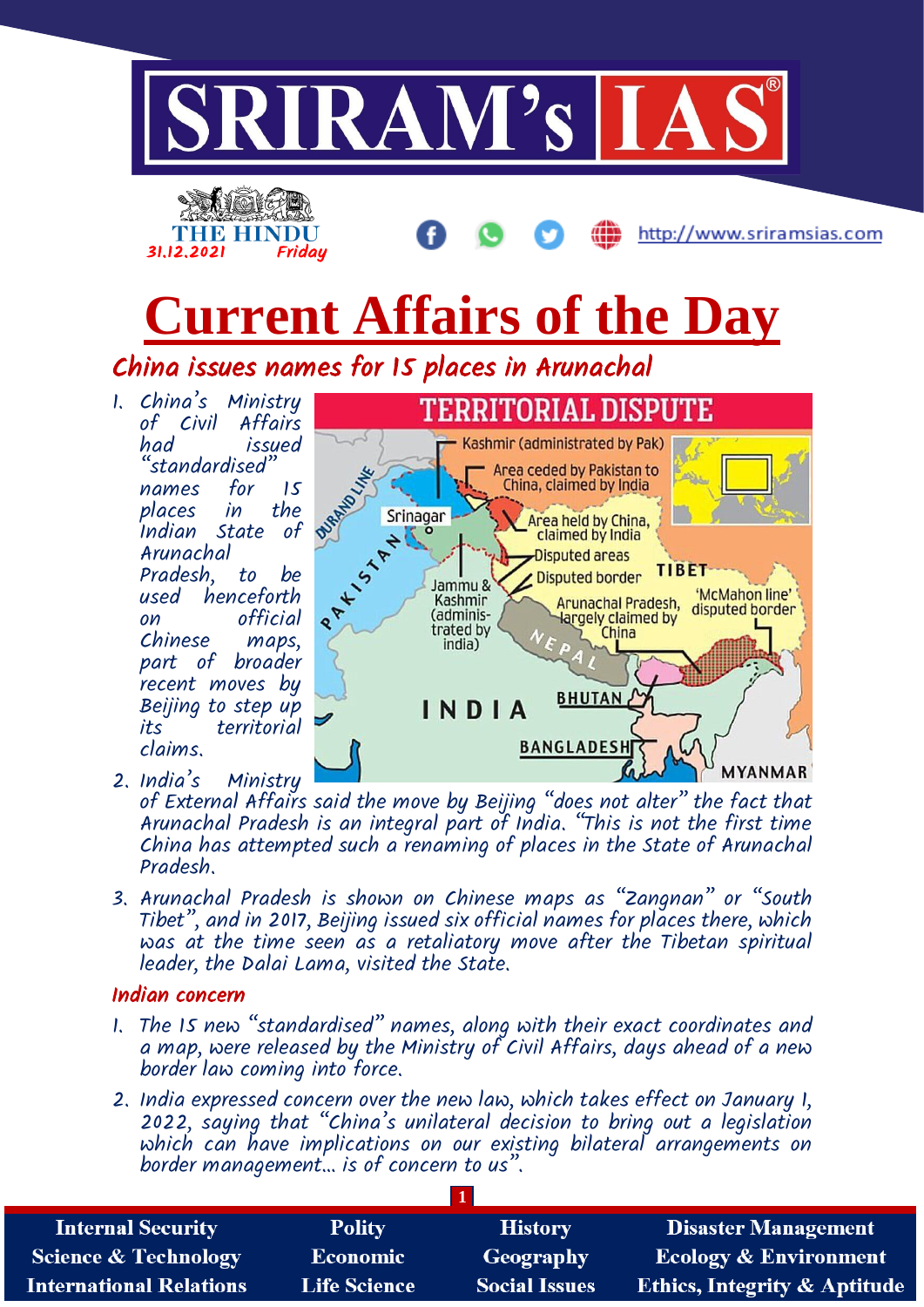# Current Affairs of the Day

THE HINDU 31.12.2021 Friday

## China issues names for 15 places in Arunachal

1. China's Ministry of Civil Affairs had issued "standardised" names for 15 places in the Indian State of Arunachal Pradesh, to be used henceforth on official Chinese maps, as part of broader recent moves by Beijing to step up its territorial claims.

TERRITORIAL DISPUTE

Kashmir (administrated by Pak)
Area ceded by Pakistan to China, claimed by India
Area held by China, claimed by India
Disputed areas
Disputed border
Srinagar
DURAND LINE
PAKISTAN
Jammu & Kashmir (administrated by india)
TIBET
'McMahon line' disputed border
Arunachal Pradesh, largely claimed by China
NEPAL
INDIA
BHUTAN
BANGLADESH
MYANMAR

2. India's Ministry of External Affairs said the move by Beijing "does not alter" the fact that Arunachal Pradesh is an integral part of India. "This is not the first time China has attempted such a renaming of places in the State of Arunachal Pradesh.

3. Arunachal Pradesh is shown on Chinese maps as "Zangnan" or "South Tibet", and in 2017, Beijing issued six official names for places there, which was at the time seen as a retaliatory move after the Tibetan spiritual leader, the Dalai Lama, visited the State.

### Indian concern

1. The 15 new "standardised" names, along with their exact coordinates and a map, were released by the Ministry of Civil Affairs, days ahead of a new border law coming into force.

2. India expressed concern over the new law, which takes effect on January 1, 2022, saying that "China's unilateral decision to bring out a legislation which can have implications on our existing bilateral arrangements on border management... is of concern to us".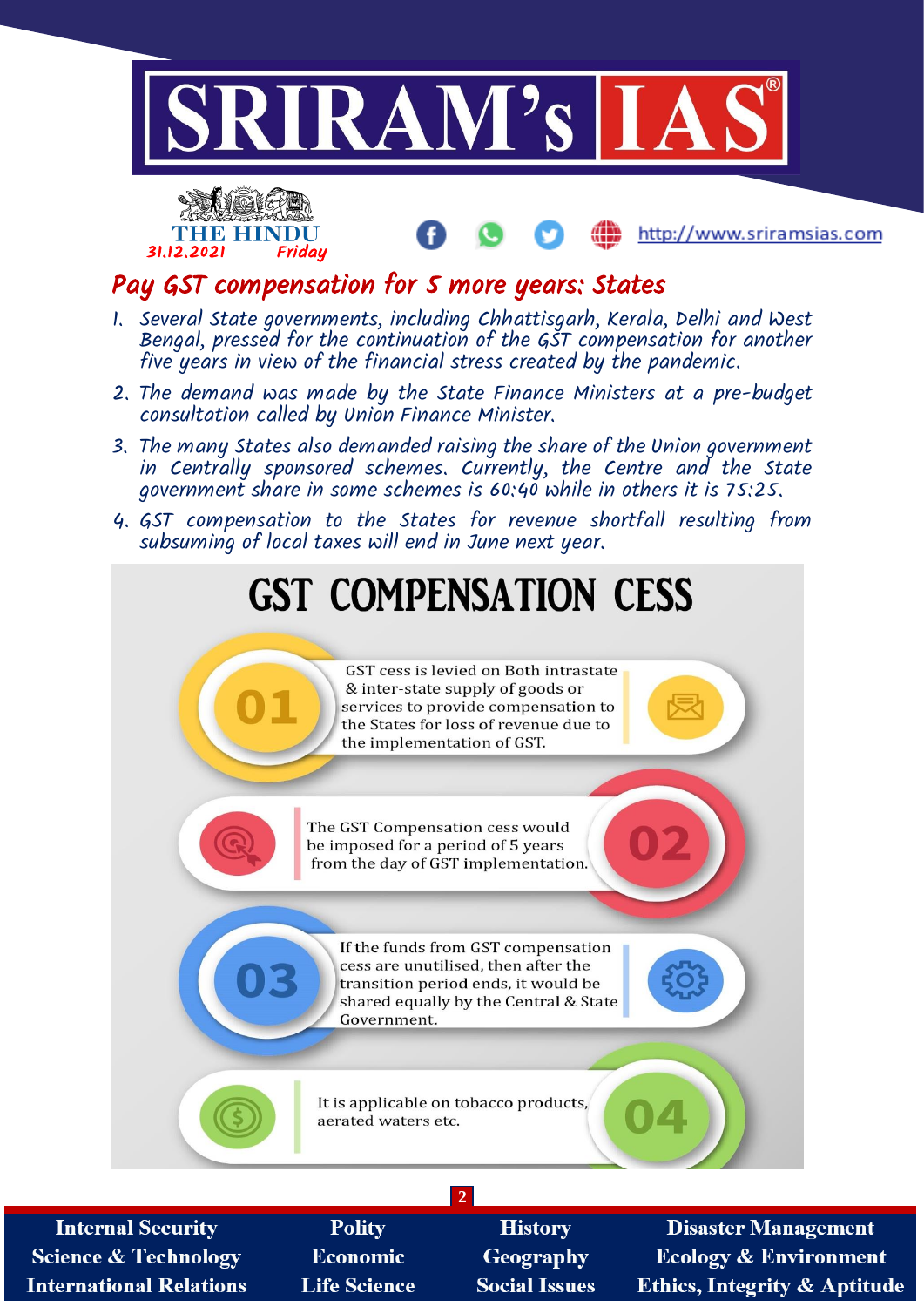THE HINDU
31.12.2021 Friday

# Pay GST compensation for 5 more years: States

1. Several State governments, including Chhattisgarh, Kerala, Delhi and West Bengal, pressed for the continuation of the GST compensation for another five years in view of the financial stress created by the pandemic.
2. The demand was made by the State Finance Ministers at a pre-budget consultation called by Union Finance Minister.
3. The many States also demanded raising the share of the Union government in Centrally sponsored schemes. Currently, the Centre and the State government share in some schemes is 60:40 while in others it is 75:25.
4. GST compensation to the States for revenue shortfall resulting from subsuming of local taxes will end in June next year.

## GST COMPENSATION CESS

01 GST cess is levied on Both intrastate & inter-state supply of goods or services to provide compensation to the States for loss of revenue due to the implementation of GST.

02 The GST Compensation cess would be imposed for a period of 5 years from the day of GST implementation.

03 If the funds from GST compensation cess are unutilised, then after the transition period ends, it would be shared equally by the Central & State Government.

04 It is applicable on tobacco products, aerated waters etc.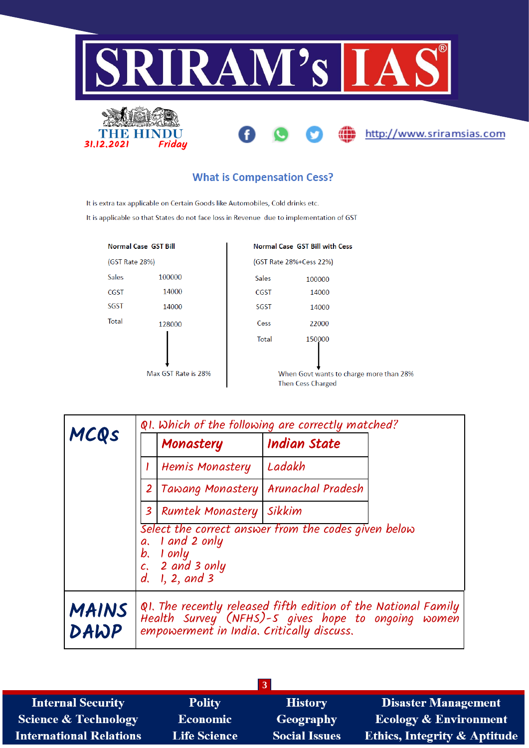# SRIRAM's IAS

THE HINDU
31.12.2021 Friday

http://www.sriramsias.com

## What is Compensation Cess?

It is extra tax applicable on Certain Goods like Automobiles, Cold drinks etc.

It is applicable so that States do not face loss in Revenue due to implementation of GST

**Normal Case GST Bill**

(GST Rate 28%)

| | |
|---|---|
| Sales | 100000 |
| CGST | 14000 |
| SGST | 14000 |
| Total | 128000 |

Max GST Rate is 28%

**Normal Case GST Bill with Cess**

(GST Rate 28%+Cess 22%)

| | |
|---|---|
| Sales | 100000 |
| CGST | 14000 |
| SGST | 14000 |
| Cess | 22000 |
| Total | 150000 |

When Govt wants to charge more than 28%
Then Cess Charged

## MCQs

Q1. Which of the following are correctly matched?

| | Monastery | Indian State |
|---|---|---|
| 1 | Hemis Monastery | Ladakh |
| 2 | Tawang Monastery | Arunachal Pradesh |
| 3 | Rumtek Monastery | Sikkim |

Select the correct answer from the codes given below

a. 1 and 2 only
b. 1 only
c. 2 and 3 only
d. 1, 2, and 3

## MAINS DAWP

Q1. The recently released fifth edition of the National Family Health Survey (NFHS)-5 gives hope to ongoing women empowerment in India. Critically discuss.

Internal Security | Polity | History | Disaster Management
Science & Technology | Economic | Geography | Ecology & Environment
International Relations | Life Science | Social Issues | Ethics, Integrity & Aptitude